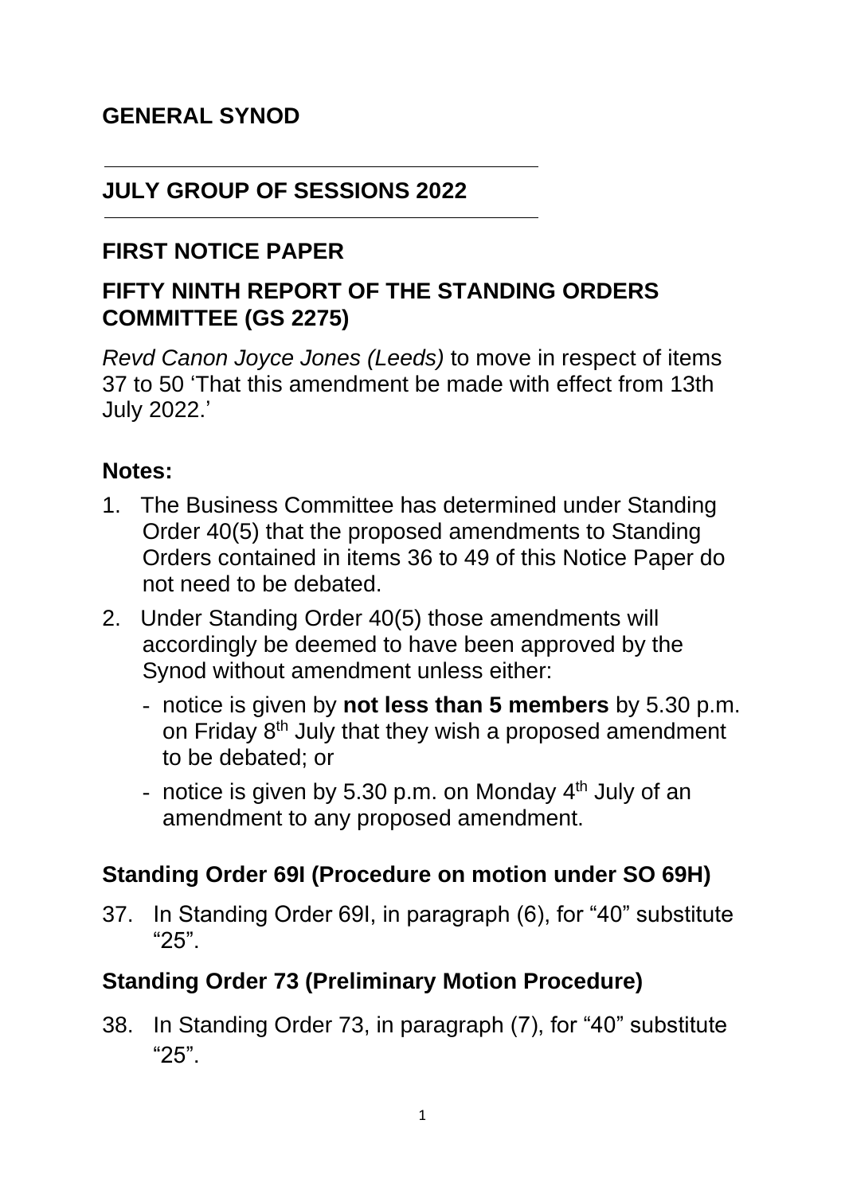# GENERAL SYNOD

## JULY GROUP OF SESSIONS 2022

## FIRST NOTICE PAPER

## FIFTY NINTH REPORT OF THE STANDING ORDERS COMMITTEE (GS 2275)

*Revd Canon Joyce Jones (Leeds)* to move in respect of items 37 to 50 'That this amendment be made with effect from 13th July 2022.'

### Notes:

1. The Business Committee has determined under Standing Order 40(5) that the proposed amendments to Standing Orders contained in items 36 to 49 of this Notice Paper do not need to be debated.
2. Under Standing Order 40(5) those amendments will accordingly be deemed to have been approved by the Synod without amendment unless either:
   - notice is given by **not less than 5 members** by 5.30 p.m. on Friday 8th July that they wish a proposed amendment to be debated; or
   - notice is given by 5.30 p.m. on Monday 4th July of an amendment to any proposed amendment.

### Standing Order 69I (Procedure on motion under SO 69H)

37. In Standing Order 69I, in paragraph (6), for "40" substitute "25".

### Standing Order 73 (Preliminary Motion Procedure)

38. In Standing Order 73, in paragraph (7), for "40" substitute "25".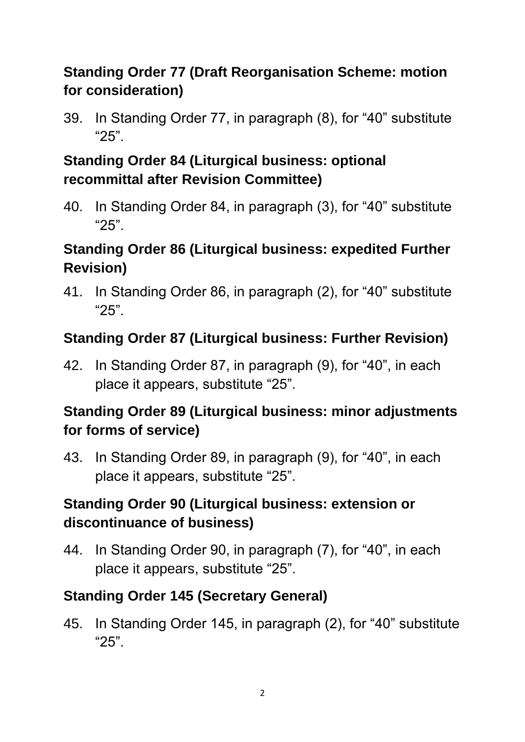**Standing Order 77 (Draft Reorganisation Scheme: motion for consideration)**

39. In Standing Order 77, in paragraph (8), for "40" substitute "25".

**Standing Order 84 (Liturgical business: optional recommittal after Revision Committee)**

40. In Standing Order 84, in paragraph (3), for "40" substitute "25".

**Standing Order 86 (Liturgical business: expedited Further Revision)**

41. In Standing Order 86, in paragraph (2), for "40" substitute "25".

**Standing Order 87 (Liturgical business: Further Revision)**

42. In Standing Order 87, in paragraph (9), for "40", in each place it appears, substitute "25".

**Standing Order 89 (Liturgical business: minor adjustments for forms of service)**

43. In Standing Order 89, in paragraph (9), for "40", in each place it appears, substitute "25".

**Standing Order 90 (Liturgical business: extension or discontinuance of business)**

44. In Standing Order 90, in paragraph (7), for "40", in each place it appears, substitute "25".

**Standing Order 145 (Secretary General)**

45. In Standing Order 145, in paragraph (2), for "40" substitute "25".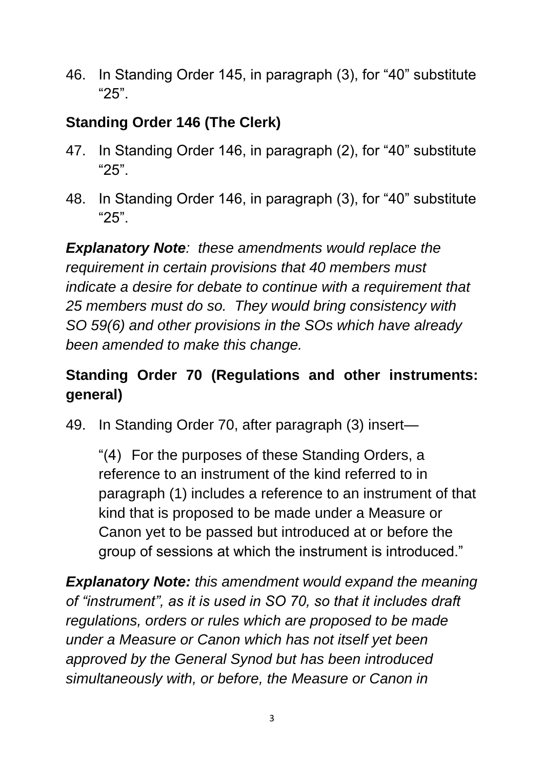46. In Standing Order 145, in paragraph (3), for “40” substitute “25”.

**Standing Order 146 (The Clerk)**

47. In Standing Order 146, in paragraph (2), for “40” substitute “25”.

48. In Standing Order 146, in paragraph (3), for “40” substitute “25”.

***Explanatory Note****: these amendments would replace the requirement in certain provisions that 40 members must indicate a desire for debate to continue with a requirement that 25 members must do so. They would bring consistency with SO 59(6) and other provisions in the SOs which have already been amended to make this change.*

**Standing Order 70 (Regulations and other instruments: general)**

49. In Standing Order 70, after paragraph (3) insert—

> “(4) For the purposes of these Standing Orders, a reference to an instrument of the kind referred to in paragraph (1) includes a reference to an instrument of that kind that is proposed to be made under a Measure or Canon yet to be passed but introduced at or before the group of sessions at which the instrument is introduced.”

***Explanatory Note:*** *this amendment would expand the meaning of “instrument”, as it is used in SO 70, so that it includes draft regulations, orders or rules which are proposed to be made under a Measure or Canon which has not itself yet been approved by the General Synod but has been introduced simultaneously with, or before, the Measure or Canon in*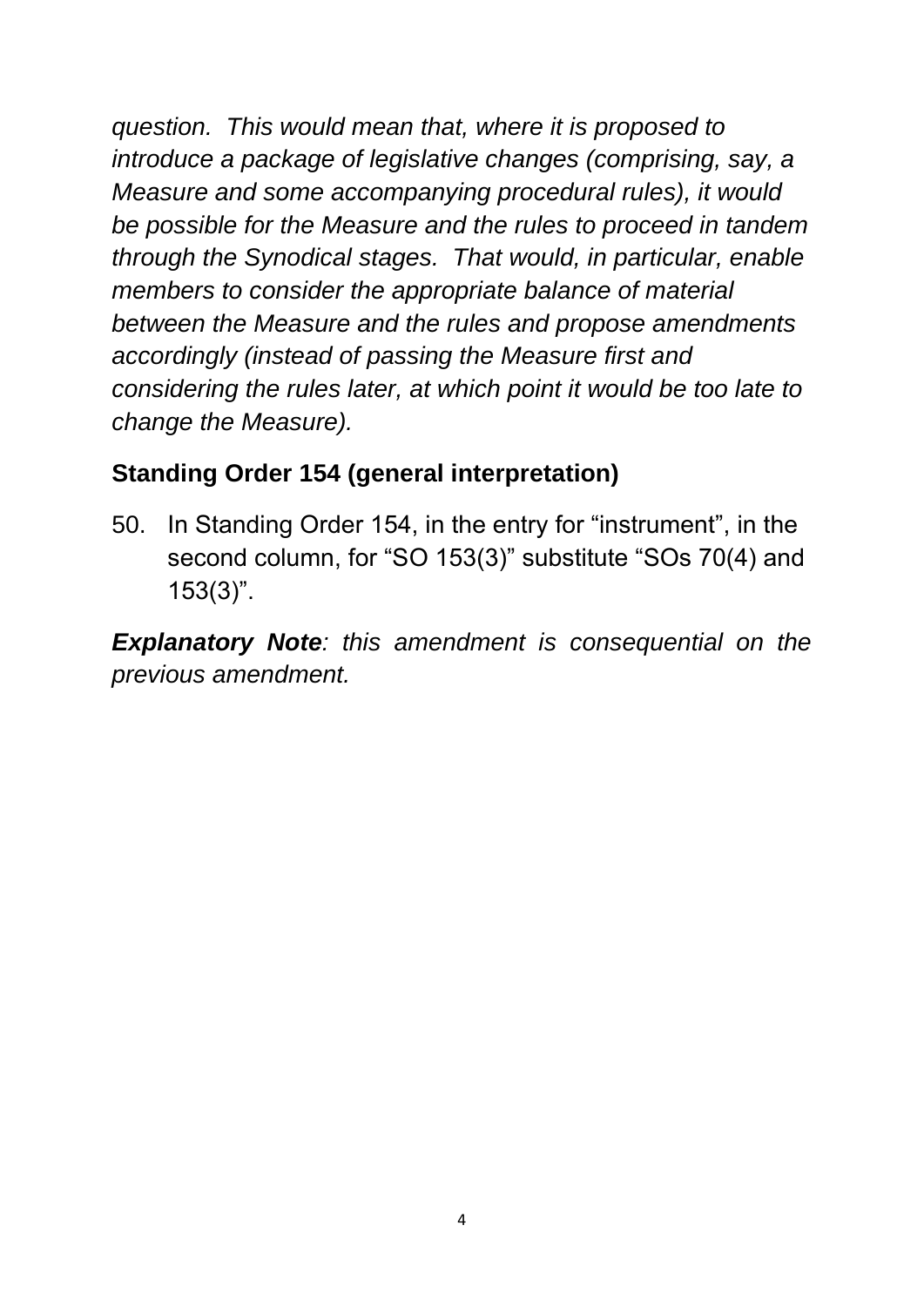*question. This would mean that, where it is proposed to introduce a package of legislative changes (comprising, say, a Measure and some accompanying procedural rules), it would be possible for the Measure and the rules to proceed in tandem through the Synodical stages. That would, in particular, enable members to consider the appropriate balance of material between the Measure and the rules and propose amendments accordingly (instead of passing the Measure first and considering the rules later, at which point it would be too late to change the Measure).*

### Standing Order 154 (general interpretation)

50. In Standing Order 154, in the entry for "instrument", in the second column, for "SO 153(3)" substitute "SOs 70(4) and 153(3)".

***Explanatory Note****: this amendment is consequential on the previous amendment.*